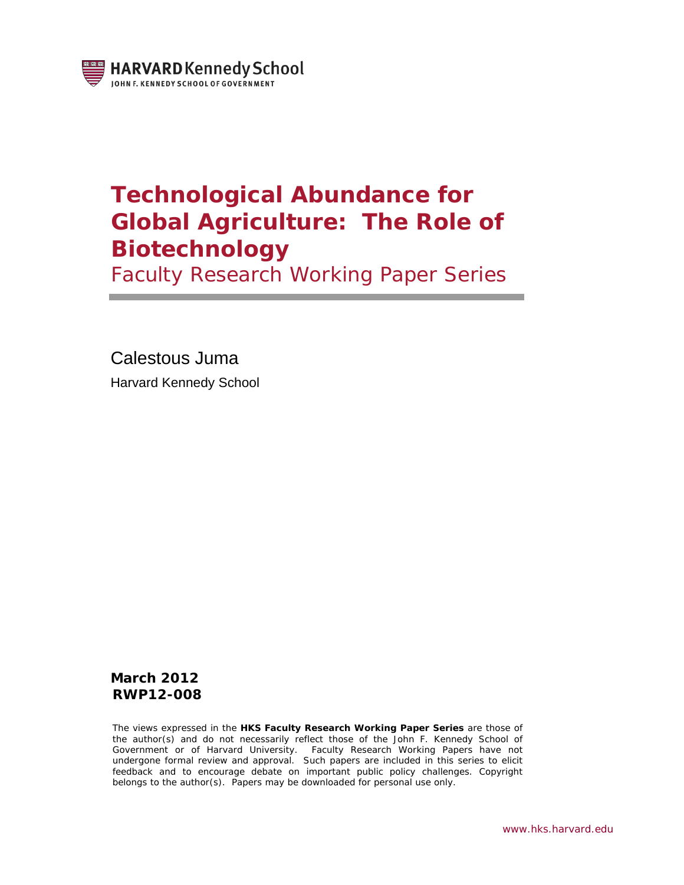HARVARD Kennedy School

JOHN F. KENNEDY SCHOOL OF GOVERNMENT

# Technological Abundance for Global Agriculture: The Role of Biotechnology

Faculty Research Working Paper Series

Calestous Juma

Harvard Kennedy School

**March 2012**
**RWP12-008**

The views expressed in the **HKS Faculty Research Working Paper Series** are those of the author(s) and do not necessarily reflect those of the John F. Kennedy School of Government or of Harvard University. Faculty Research Working Papers have not undergone formal review and approval. Such papers are included in this series to elicit feedback and to encourage debate on important public policy challenges. Copyright belongs to the author(s). Papers may be downloaded for personal use only.

www.hks.harvard.edu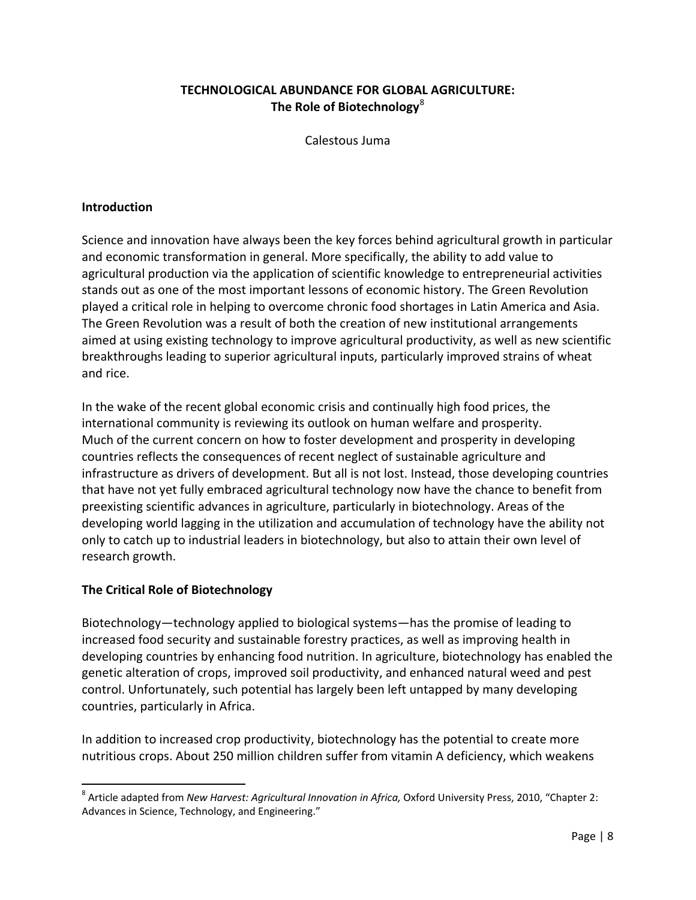# TECHNOLOGICAL ABUNDANCE FOR GLOBAL AGRICULTURE:
## The Role of Biotechnology[8]

Calestous Juma

### Introduction

Science and innovation have always been the key forces behind agricultural growth in particular and economic transformation in general. More specifically, the ability to add value to agricultural production via the application of scientific knowledge to entrepreneurial activities stands out as one of the most important lessons of economic history. The Green Revolution played a critical role in helping to overcome chronic food shortages in Latin America and Asia. The Green Revolution was a result of both the creation of new institutional arrangements aimed at using existing technology to improve agricultural productivity, as well as new scientific breakthroughs leading to superior agricultural inputs, particularly improved strains of wheat and rice.

In the wake of the recent global economic crisis and continually high food prices, the international community is reviewing its outlook on human welfare and prosperity. Much of the current concern on how to foster development and prosperity in developing countries reflects the consequences of recent neglect of sustainable agriculture and infrastructure as drivers of development. But all is not lost. Instead, those developing countries that have not yet fully embraced agricultural technology now have the chance to benefit from preexisting scientific advances in agriculture, particularly in biotechnology. Areas of the developing world lagging in the utilization and accumulation of technology have the ability not only to catch up to industrial leaders in biotechnology, but also to attain their own level of research growth.

### The Critical Role of Biotechnology

Biotechnology—technology applied to biological systems—has the promise of leading to increased food security and sustainable forestry practices, as well as improving health in developing countries by enhancing food nutrition. In agriculture, biotechnology has enabled the genetic alteration of crops, improved soil productivity, and enhanced natural weed and pest control. Unfortunately, such potential has largely been left untapped by many developing countries, particularly in Africa.

In addition to increased crop productivity, biotechnology has the potential to create more nutritious crops. About 250 million children suffer from vitamin A deficiency, which weakens

[8] Article adapted from *New Harvest: Agricultural Innovation in Africa,* Oxford University Press, 2010, "Chapter 2: Advances in Science, Technology, and Engineering."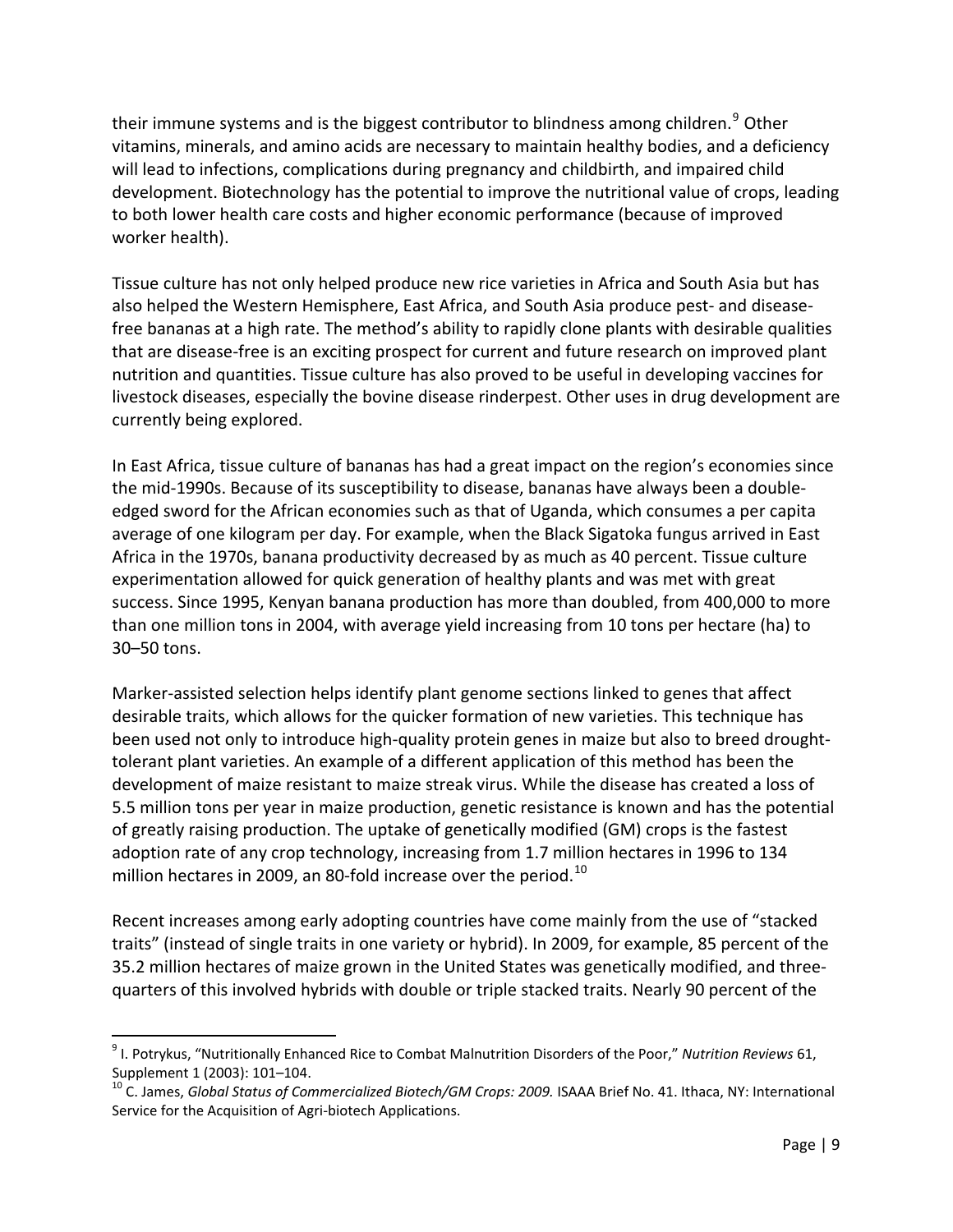their immune systems and is the biggest contributor to blindness among children.[9] Other vitamins, minerals, and amino acids are necessary to maintain healthy bodies, and a deficiency will lead to infections, complications during pregnancy and childbirth, and impaired child development. Biotechnology has the potential to improve the nutritional value of crops, leading to both lower health care costs and higher economic performance (because of improved worker health).

Tissue culture has not only helped produce new rice varieties in Africa and South Asia but has also helped the Western Hemisphere, East Africa, and South Asia produce pest- and disease-free bananas at a high rate. The method's ability to rapidly clone plants with desirable qualities that are disease-free is an exciting prospect for current and future research on improved plant nutrition and quantities. Tissue culture has also proved to be useful in developing vaccines for livestock diseases, especially the bovine disease rinderpest. Other uses in drug development are currently being explored.

In East Africa, tissue culture of bananas has had a great impact on the region's economies since the mid-1990s. Because of its susceptibility to disease, bananas have always been a double-edged sword for the African economies such as that of Uganda, which consumes a per capita average of one kilogram per day. For example, when the Black Sigatoka fungus arrived in East Africa in the 1970s, banana productivity decreased by as much as 40 percent. Tissue culture experimentation allowed for quick generation of healthy plants and was met with great success. Since 1995, Kenyan banana production has more than doubled, from 400,000 to more than one million tons in 2004, with average yield increasing from 10 tons per hectare (ha) to 30–50 tons.

Marker-assisted selection helps identify plant genome sections linked to genes that affect desirable traits, which allows for the quicker formation of new varieties. This technique has been used not only to introduce high-quality protein genes in maize but also to breed drought-tolerant plant varieties. An example of a different application of this method has been the development of maize resistant to maize streak virus. While the disease has created a loss of 5.5 million tons per year in maize production, genetic resistance is known and has the potential of greatly raising production. The uptake of genetically modified (GM) crops is the fastest adoption rate of any crop technology, increasing from 1.7 million hectares in 1996 to 134 million hectares in 2009, an 80-fold increase over the period.[10]

Recent increases among early adopting countries have come mainly from the use of "stacked traits" (instead of single traits in one variety or hybrid). In 2009, for example, 85 percent of the 35.2 million hectares of maize grown in the United States was genetically modified, and three-quarters of this involved hybrids with double or triple stacked traits. Nearly 90 percent of the

---

[9] I. Potrykus, "Nutritionally Enhanced Rice to Combat Malnutrition Disorders of the Poor," *Nutrition Reviews* 61, Supplement 1 (2003): 101–104.

[10] C. James, *Global Status of Commercialized Biotech/GM Crops: 2009.* ISAAA Brief No. 41. Ithaca, NY: International Service for the Acquisition of Agri-biotech Applications.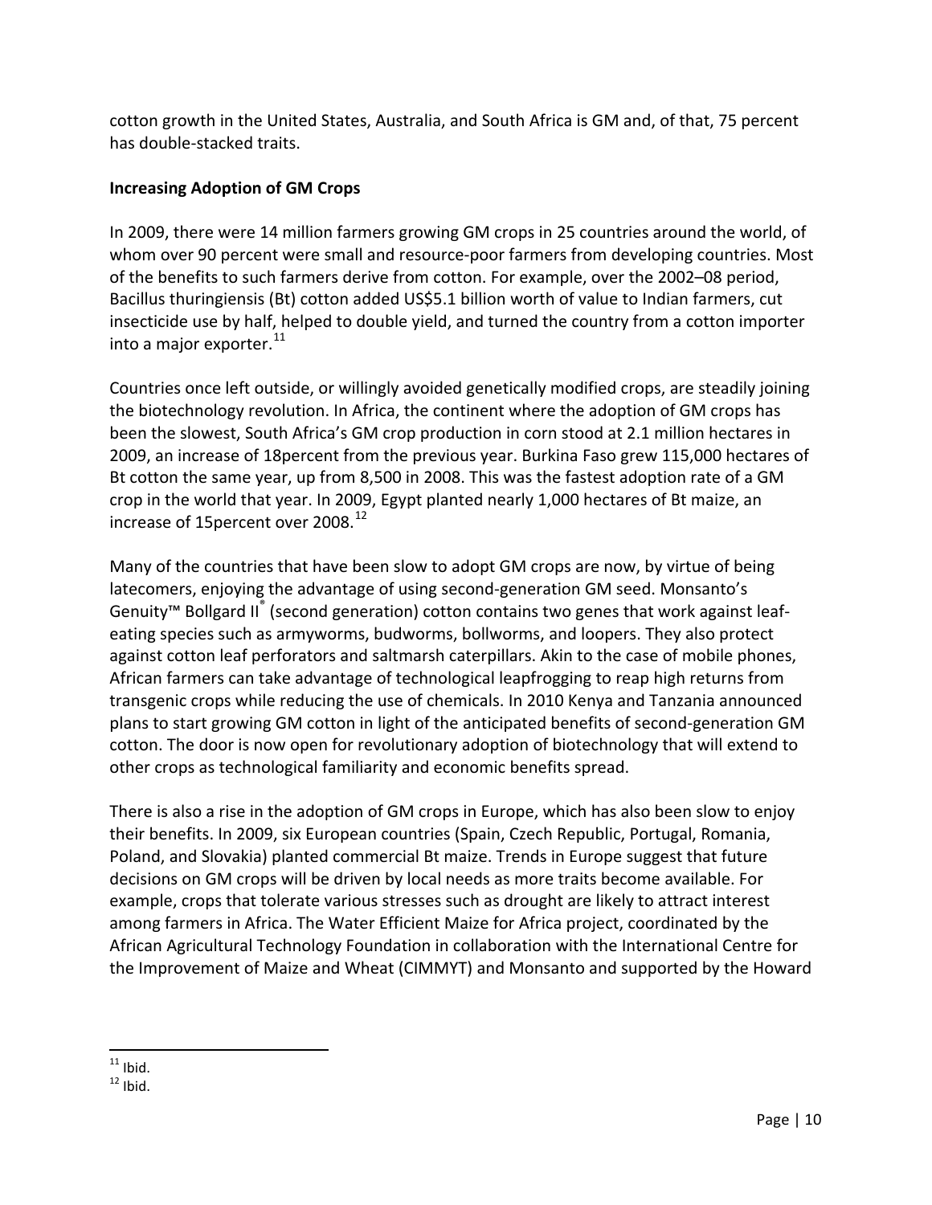cotton growth in the United States, Australia, and South Africa is GM and, of that, 75 percent has double-stacked traits.

**Increasing Adoption of GM Crops**

In 2009, there were 14 million farmers growing GM crops in 25 countries around the world, of whom over 90 percent were small and resource-poor farmers from developing countries. Most of the benefits to such farmers derive from cotton. For example, over the 2002–08 period, Bacillus thuringiensis (Bt) cotton added US$5.1 billion worth of value to Indian farmers, cut insecticide use by half, helped to double yield, and turned the country from a cotton importer into a major exporter.[11]

Countries once left outside, or willingly avoided genetically modified crops, are steadily joining the biotechnology revolution. In Africa, the continent where the adoption of GM crops has been the slowest, South Africa's GM crop production in corn stood at 2.1 million hectares in 2009, an increase of 18percent from the previous year. Burkina Faso grew 115,000 hectares of Bt cotton the same year, up from 8,500 in 2008. This was the fastest adoption rate of a GM crop in the world that year. In 2009, Egypt planted nearly 1,000 hectares of Bt maize, an increase of 15percent over 2008.[12]

Many of the countries that have been slow to adopt GM crops are now, by virtue of being latecomers, enjoying the advantage of using second-generation GM seed. Monsanto's Genuity™ Bollgard II® (second generation) cotton contains two genes that work against leaf-eating species such as armyworms, budworms, bollworms, and loopers. They also protect against cotton leaf perforators and saltmarsh caterpillars. Akin to the case of mobile phones, African farmers can take advantage of technological leapfrogging to reap high returns from transgenic crops while reducing the use of chemicals. In 2010 Kenya and Tanzania announced plans to start growing GM cotton in light of the anticipated benefits of second-generation GM cotton. The door is now open for revolutionary adoption of biotechnology that will extend to other crops as technological familiarity and economic benefits spread.

There is also a rise in the adoption of GM crops in Europe, which has also been slow to enjoy their benefits. In 2009, six European countries (Spain, Czech Republic, Portugal, Romania, Poland, and Slovakia) planted commercial Bt maize. Trends in Europe suggest that future decisions on GM crops will be driven by local needs as more traits become available. For example, crops that tolerate various stresses such as drought are likely to attract interest among farmers in Africa. The Water Efficient Maize for Africa project, coordinated by the African Agricultural Technology Foundation in collaboration with the International Centre for the Improvement of Maize and Wheat (CIMMYT) and Monsanto and supported by the Howard

---

[11] Ibid.

[12] Ibid.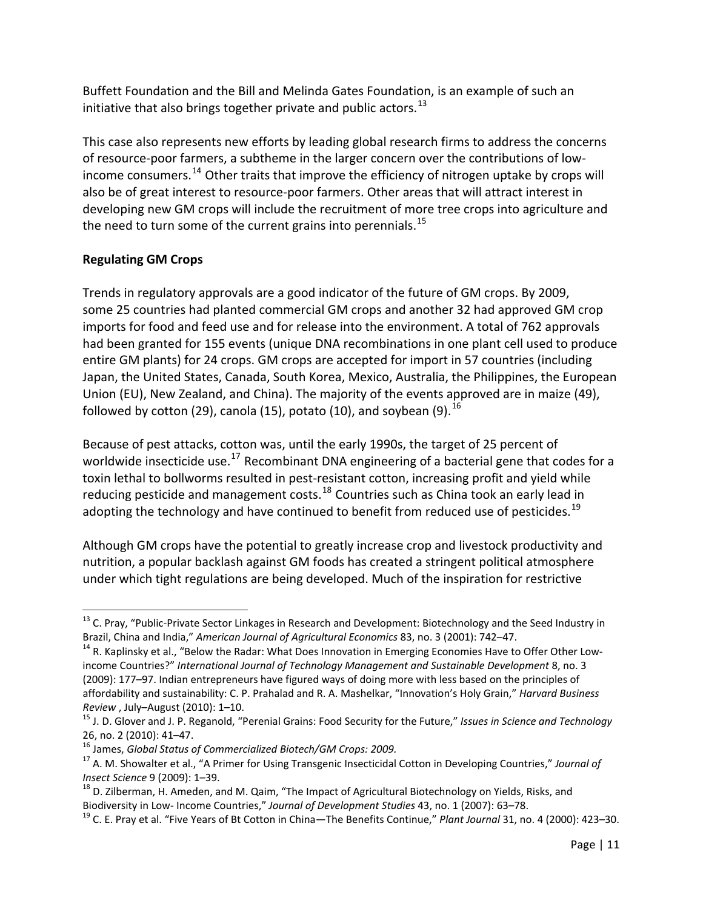Buffett Foundation and the Bill and Melinda Gates Foundation, is an example of such an initiative that also brings together private and public actors.[13]

This case also represents new efforts by leading global research firms to address the concerns of resource-poor farmers, a subtheme in the larger concern over the contributions of low-income consumers.[14] Other traits that improve the efficiency of nitrogen uptake by crops will also be of great interest to resource-poor farmers. Other areas that will attract interest in developing new GM crops will include the recruitment of more tree crops into agriculture and the need to turn some of the current grains into perennials.[15]

**Regulating GM Crops**

Trends in regulatory approvals are a good indicator of the future of GM crops. By 2009, some 25 countries had planted commercial GM crops and another 32 had approved GM crop imports for food and feed use and for release into the environment. A total of 762 approvals had been granted for 155 events (unique DNA recombinations in one plant cell used to produce entire GM plants) for 24 crops. GM crops are accepted for import in 57 countries (including Japan, the United States, Canada, South Korea, Mexico, Australia, the Philippines, the European Union (EU), New Zealand, and China). The majority of the events approved are in maize (49), followed by cotton (29), canola (15), potato (10), and soybean (9).[16]

Because of pest attacks, cotton was, until the early 1990s, the target of 25 percent of worldwide insecticide use.[17] Recombinant DNA engineering of a bacterial gene that codes for a toxin lethal to bollworms resulted in pest-resistant cotton, increasing profit and yield while reducing pesticide and management costs.[18] Countries such as China took an early lead in adopting the technology and have continued to benefit from reduced use of pesticides.[19]

Although GM crops have the potential to greatly increase crop and livestock productivity and nutrition, a popular backlash against GM foods has created a stringent political atmosphere under which tight regulations are being developed. Much of the inspiration for restrictive

---

[13] C. Pray, "Public-Private Sector Linkages in Research and Development: Biotechnology and the Seed Industry in Brazil, China and India," *American Journal of Agricultural Economics* 83, no. 3 (2001): 742–47.

[14] R. Kaplinsky et al., "Below the Radar: What Does Innovation in Emerging Economies Have to Offer Other Low-income Countries?" *International Journal of Technology Management and Sustainable Development* 8, no. 3 (2009): 177–97. Indian entrepreneurs have figured ways of doing more with less based on the principles of affordability and sustainability: C. P. Prahalad and R. A. Mashelkar, "Innovation's Holy Grain," *Harvard Business Review* , July–August (2010): 1–10.

[15] J. D. Glover and J. P. Reganold, "Perenial Grains: Food Security for the Future," *Issues in Science and Technology* 26, no. 2 (2010): 41–47.

[16] James, *Global Status of Commercialized Biotech/GM Crops: 2009.*

[17] A. M. Showalter et al., "A Primer for Using Transgenic Insecticidal Cotton in Developing Countries," *Journal of Insect Science* 9 (2009): 1–39.

[18] D. Zilberman, H. Ameden, and M. Qaim, "The Impact of Agricultural Biotechnology on Yields, Risks, and Biodiversity in Low- Income Countries," *Journal of Development Studies* 43, no. 1 (2007): 63–78.

[19] C. E. Pray et al. "Five Years of Bt Cotton in China—The Benefits Continue," *Plant Journal* 31, no. 4 (2000): 423–30.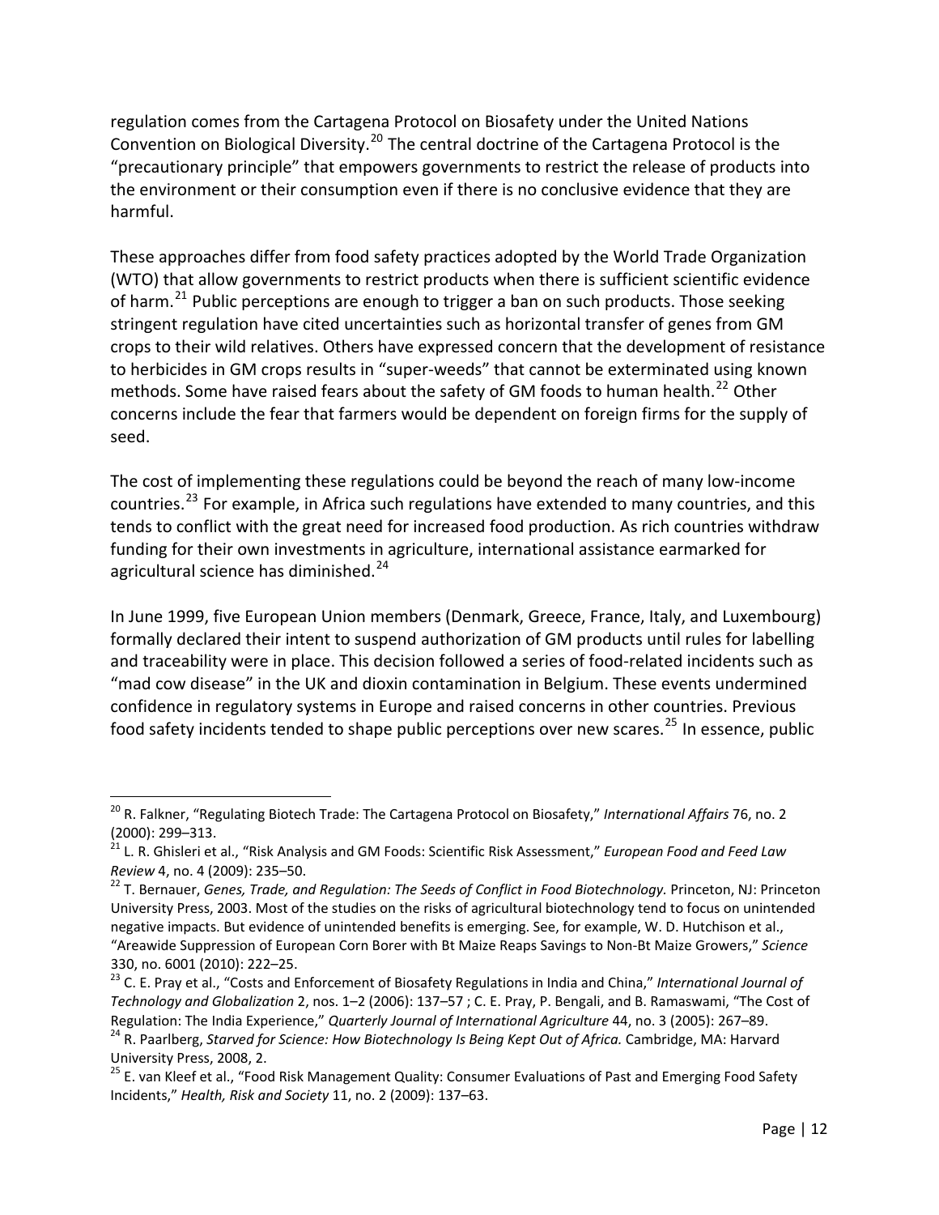regulation comes from the Cartagena Protocol on Biosafety under the United Nations Convention on Biological Diversity.[20] The central doctrine of the Cartagena Protocol is the "precautionary principle" that empowers governments to restrict the release of products into the environment or their consumption even if there is no conclusive evidence that they are harmful.

These approaches differ from food safety practices adopted by the World Trade Organization (WTO) that allow governments to restrict products when there is sufficient scientific evidence of harm.[21] Public perceptions are enough to trigger a ban on such products. Those seeking stringent regulation have cited uncertainties such as horizontal transfer of genes from GM crops to their wild relatives. Others have expressed concern that the development of resistance to herbicides in GM crops results in "super-weeds" that cannot be exterminated using known methods. Some have raised fears about the safety of GM foods to human health.[22] Other concerns include the fear that farmers would be dependent on foreign firms for the supply of seed.

The cost of implementing these regulations could be beyond the reach of many low-income countries.[23] For example, in Africa such regulations have extended to many countries, and this tends to conflict with the great need for increased food production. As rich countries withdraw funding for their own investments in agriculture, international assistance earmarked for agricultural science has diminished.[24]

In June 1999, five European Union members (Denmark, Greece, France, Italy, and Luxembourg) formally declared their intent to suspend authorization of GM products until rules for labelling and traceability were in place. This decision followed a series of food-related incidents such as "mad cow disease" in the UK and dioxin contamination in Belgium. These events undermined confidence in regulatory systems in Europe and raised concerns in other countries. Previous food safety incidents tended to shape public perceptions over new scares.[25] In essence, public

---

[20] R. Falkner, "Regulating Biotech Trade: The Cartagena Protocol on Biosafety," *International Affairs* 76, no. 2 (2000): 299–313.

[21] L. R. Ghisleri et al., "Risk Analysis and GM Foods: Scientific Risk Assessment," *European Food and Feed Law Review* 4, no. 4 (2009): 235–50.

[22] T. Bernauer, *Genes, Trade, and Regulation: The Seeds of Conflict in Food Biotechnology.* Princeton, NJ: Princeton University Press, 2003. Most of the studies on the risks of agricultural biotechnology tend to focus on unintended negative impacts. But evidence of unintended benefits is emerging. See, for example, W. D. Hutchison et al., "Areawide Suppression of European Corn Borer with Bt Maize Reaps Savings to Non-Bt Maize Growers," *Science* 330, no. 6001 (2010): 222–25.

[23] C. E. Pray et al., "Costs and Enforcement of Biosafety Regulations in India and China," *International Journal of Technology and Globalization* 2, nos. 1–2 (2006): 137–57 ; C. E. Pray, P. Bengali, and B. Ramaswami, "The Cost of Regulation: The India Experience," *Quarterly Journal of International Agriculture* 44, no. 3 (2005): 267–89.

[24] R. Paarlberg, *Starved for Science: How Biotechnology Is Being Kept Out of Africa.* Cambridge, MA: Harvard University Press, 2008, 2.

[25] E. van Kleef et al., "Food Risk Management Quality: Consumer Evaluations of Past and Emerging Food Safety Incidents," *Health, Risk and Society* 11, no. 2 (2009): 137–63.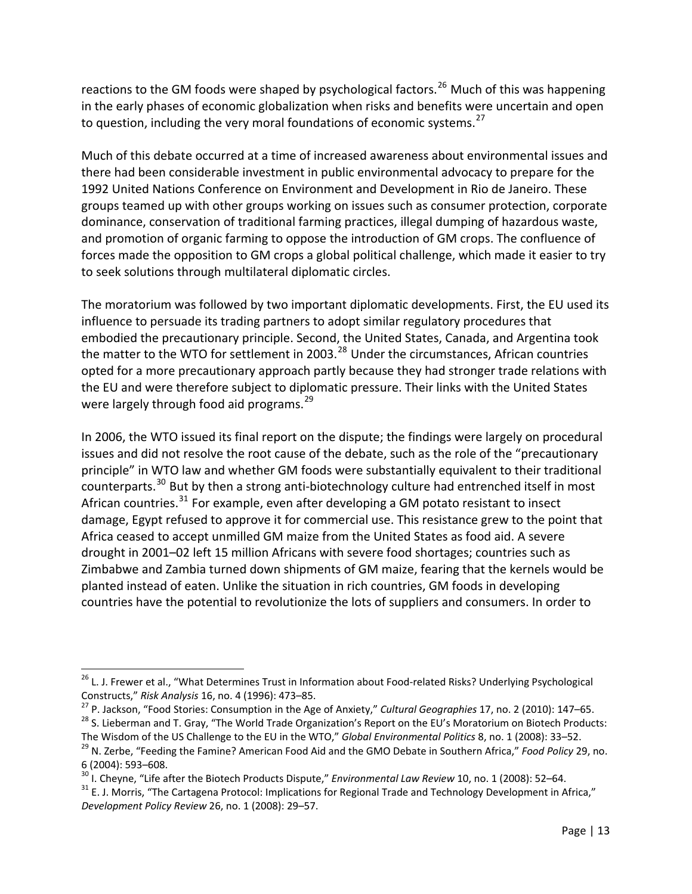reactions to the GM foods were shaped by psychological factors.[26] Much of this was happening in the early phases of economic globalization when risks and benefits were uncertain and open to question, including the very moral foundations of economic systems.[27]

Much of this debate occurred at a time of increased awareness about environmental issues and there had been considerable investment in public environmental advocacy to prepare for the 1992 United Nations Conference on Environment and Development in Rio de Janeiro. These groups teamed up with other groups working on issues such as consumer protection, corporate dominance, conservation of traditional farming practices, illegal dumping of hazardous waste, and promotion of organic farming to oppose the introduction of GM crops. The confluence of forces made the opposition to GM crops a global political challenge, which made it easier to try to seek solutions through multilateral diplomatic circles.

The moratorium was followed by two important diplomatic developments. First, the EU used its influence to persuade its trading partners to adopt similar regulatory procedures that embodied the precautionary principle. Second, the United States, Canada, and Argentina took the matter to the WTO for settlement in 2003.[28] Under the circumstances, African countries opted for a more precautionary approach partly because they had stronger trade relations with the EU and were therefore subject to diplomatic pressure. Their links with the United States were largely through food aid programs.[29]

In 2006, the WTO issued its final report on the dispute; the findings were largely on procedural issues and did not resolve the root cause of the debate, such as the role of the "precautionary principle" in WTO law and whether GM foods were substantially equivalent to their traditional counterparts.[30] But by then a strong anti-biotechnology culture had entrenched itself in most African countries.[31] For example, even after developing a GM potato resistant to insect damage, Egypt refused to approve it for commercial use. This resistance grew to the point that Africa ceased to accept unmilled GM maize from the United States as food aid. A severe drought in 2001–02 left 15 million Africans with severe food shortages; countries such as Zimbabwe and Zambia turned down shipments of GM maize, fearing that the kernels would be planted instead of eaten. Unlike the situation in rich countries, GM foods in developing countries have the potential to revolutionize the lots of suppliers and consumers. In order to

---

[26] L. J. Frewer et al., "What Determines Trust in Information about Food-related Risks? Underlying Psychological Constructs," *Risk Analysis* 16, no. 4 (1996): 473–85.

[27] P. Jackson, "Food Stories: Consumption in the Age of Anxiety," *Cultural Geographies* 17, no. 2 (2010): 147–65.

[28] S. Lieberman and T. Gray, "The World Trade Organization's Report on the EU's Moratorium on Biotech Products: The Wisdom of the US Challenge to the EU in the WTO," *Global Environmental Politics* 8, no. 1 (2008): 33–52.

[29] N. Zerbe, "Feeding the Famine? American Food Aid and the GMO Debate in Southern Africa," *Food Policy* 29, no. 6 (2004): 593–608.

[30] I. Cheyne, "Life after the Biotech Products Dispute," *Environmental Law Review* 10, no. 1 (2008): 52–64.

[31] E. J. Morris, "The Cartagena Protocol: Implications for Regional Trade and Technology Development in Africa," *Development Policy Review* 26, no. 1 (2008): 29–57.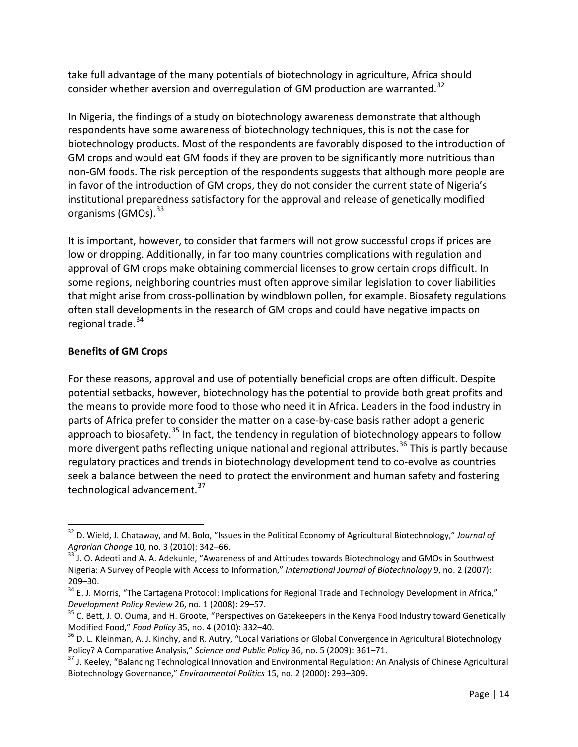take full advantage of the many potentials of biotechnology in agriculture, Africa should consider whether aversion and overregulation of GM production are warranted.[32]

In Nigeria, the findings of a study on biotechnology awareness demonstrate that although respondents have some awareness of biotechnology techniques, this is not the case for biotechnology products. Most of the respondents are favorably disposed to the introduction of GM crops and would eat GM foods if they are proven to be significantly more nutritious than non-GM foods. The risk perception of the respondents suggests that although more people are in favor of the introduction of GM crops, they do not consider the current state of Nigeria's institutional preparedness satisfactory for the approval and release of genetically modified organisms (GMOs).[33]

It is important, however, to consider that farmers will not grow successful crops if prices are low or dropping. Additionally, in far too many countries complications with regulation and approval of GM crops make obtaining commercial licenses to grow certain crops difficult. In some regions, neighboring countries must often approve similar legislation to cover liabilities that might arise from cross-pollination by windblown pollen, for example. Biosafety regulations often stall developments in the research of GM crops and could have negative impacts on regional trade.[34]

**Benefits of GM Crops**

For these reasons, approval and use of potentially beneficial crops are often difficult. Despite potential setbacks, however, biotechnology has the potential to provide both great profits and the means to provide more food to those who need it in Africa. Leaders in the food industry in parts of Africa prefer to consider the matter on a case-by-case basis rather adopt a generic approach to biosafety.[35] In fact, the tendency in regulation of biotechnology appears to follow more divergent paths reflecting unique national and regional attributes.[36] This is partly because regulatory practices and trends in biotechnology development tend to co-evolve as countries seek a balance between the need to protect the environment and human safety and fostering technological advancement.[37]

---

[32] D. Wield, J. Chataway, and M. Bolo, "Issues in the Political Economy of Agricultural Biotechnology," *Journal of Agrarian Change* 10, no. 3 (2010): 342–66.

[33] J. O. Adeoti and A. A. Adekunle, "Awareness of and Attitudes towards Biotechnology and GMOs in Southwest Nigeria: A Survey of People with Access to Information," *International Journal of Biotechnology* 9, no. 2 (2007): 209–30.

[34] E. J. Morris, "The Cartagena Protocol: Implications for Regional Trade and Technology Development in Africa," *Development Policy Review* 26, no. 1 (2008): 29–57.

[35] C. Bett, J. O. Ouma, and H. Groote, "Perspectives on Gatekeepers in the Kenya Food Industry toward Genetically Modified Food," *Food Policy* 35, no. 4 (2010): 332–40.

[36] D. L. Kleinman, A. J. Kinchy, and R. Autry, "Local Variations or Global Convergence in Agricultural Biotechnology Policy? A Comparative Analysis," *Science and Public Policy* 36, no. 5 (2009): 361–71.

[37] J. Keeley, "Balancing Technological Innovation and Environmental Regulation: An Analysis of Chinese Agricultural Biotechnology Governance," *Environmental Politics* 15, no. 2 (2000): 293–309.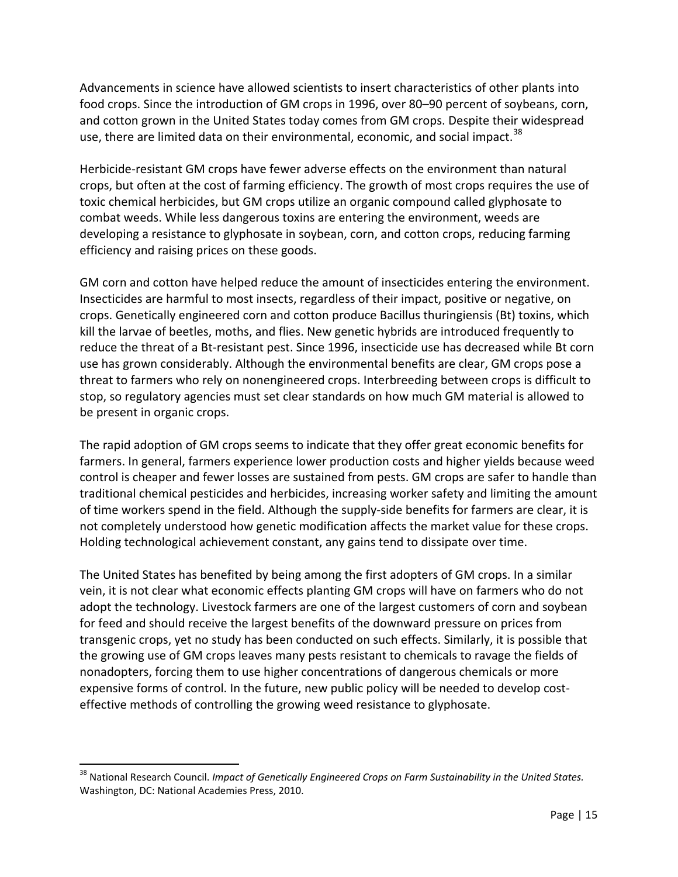Advancements in science have allowed scientists to insert characteristics of other plants into food crops. Since the introduction of GM crops in 1996, over 80–90 percent of soybeans, corn, and cotton grown in the United States today comes from GM crops. Despite their widespread use, there are limited data on their environmental, economic, and social impact.[38]

Herbicide-resistant GM crops have fewer adverse effects on the environment than natural crops, but often at the cost of farming efficiency. The growth of most crops requires the use of toxic chemical herbicides, but GM crops utilize an organic compound called glyphosate to combat weeds. While less dangerous toxins are entering the environment, weeds are developing a resistance to glyphosate in soybean, corn, and cotton crops, reducing farming efficiency and raising prices on these goods.

GM corn and cotton have helped reduce the amount of insecticides entering the environment. Insecticides are harmful to most insects, regardless of their impact, positive or negative, on crops. Genetically engineered corn and cotton produce Bacillus thuringiensis (Bt) toxins, which kill the larvae of beetles, moths, and flies. New genetic hybrids are introduced frequently to reduce the threat of a Bt-resistant pest. Since 1996, insecticide use has decreased while Bt corn use has grown considerably. Although the environmental benefits are clear, GM crops pose a threat to farmers who rely on nonengineered crops. Interbreeding between crops is difficult to stop, so regulatory agencies must set clear standards on how much GM material is allowed to be present in organic crops.

The rapid adoption of GM crops seems to indicate that they offer great economic benefits for farmers. In general, farmers experience lower production costs and higher yields because weed control is cheaper and fewer losses are sustained from pests. GM crops are safer to handle than traditional chemical pesticides and herbicides, increasing worker safety and limiting the amount of time workers spend in the field. Although the supply-side benefits for farmers are clear, it is not completely understood how genetic modification affects the market value for these crops. Holding technological achievement constant, any gains tend to dissipate over time.

The United States has benefited by being among the first adopters of GM crops. In a similar vein, it is not clear what economic effects planting GM crops will have on farmers who do not adopt the technology. Livestock farmers are one of the largest customers of corn and soybean for feed and should receive the largest benefits of the downward pressure on prices from transgenic crops, yet no study has been conducted on such effects. Similarly, it is possible that the growing use of GM crops leaves many pests resistant to chemicals to ravage the fields of nonadopters, forcing them to use higher concentrations of dangerous chemicals or more expensive forms of control. In the future, new public policy will be needed to develop cost-effective methods of controlling the growing weed resistance to glyphosate.

---

[38] National Research Council. *Impact of Genetically Engineered Crops on Farm Sustainability in the United States.* Washington, DC: National Academies Press, 2010.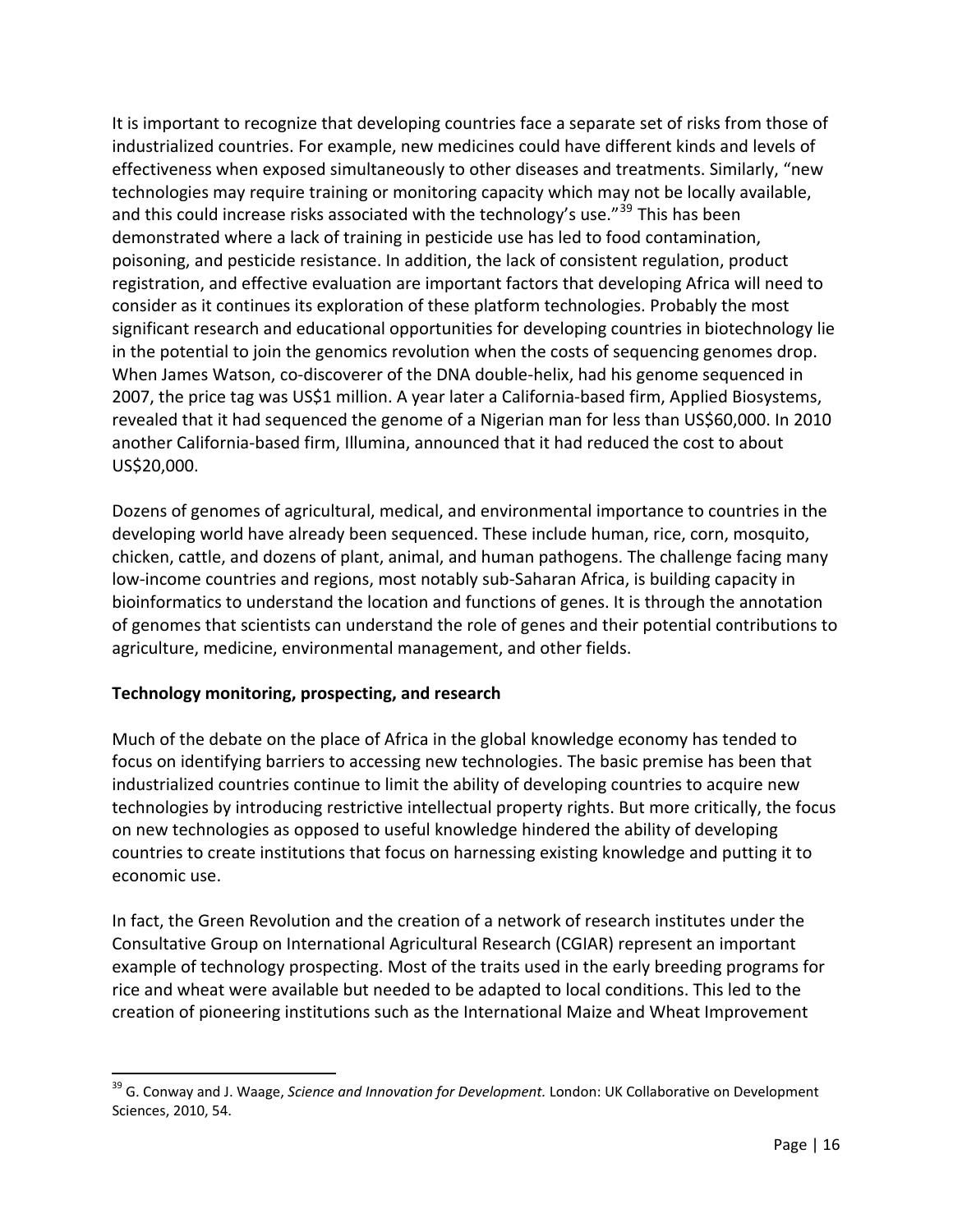It is important to recognize that developing countries face a separate set of risks from those of industrialized countries. For example, new medicines could have different kinds and levels of effectiveness when exposed simultaneously to other diseases and treatments. Similarly, "new technologies may require training or monitoring capacity which may not be locally available, and this could increase risks associated with the technology's use."[39] This has been demonstrated where a lack of training in pesticide use has led to food contamination, poisoning, and pesticide resistance. In addition, the lack of consistent regulation, product registration, and effective evaluation are important factors that developing Africa will need to consider as it continues its exploration of these platform technologies. Probably the most significant research and educational opportunities for developing countries in biotechnology lie in the potential to join the genomics revolution when the costs of sequencing genomes drop. When James Watson, co-discoverer of the DNA double-helix, had his genome sequenced in 2007, the price tag was US$1 million. A year later a California-based firm, Applied Biosystems, revealed that it had sequenced the genome of a Nigerian man for less than US$60,000. In 2010 another California-based firm, Illumina, announced that it had reduced the cost to about US$20,000.

Dozens of genomes of agricultural, medical, and environmental importance to countries in the developing world have already been sequenced. These include human, rice, corn, mosquito, chicken, cattle, and dozens of plant, animal, and human pathogens. The challenge facing many low-income countries and regions, most notably sub-Saharan Africa, is building capacity in bioinformatics to understand the location and functions of genes. It is through the annotation of genomes that scientists can understand the role of genes and their potential contributions to agriculture, medicine, environmental management, and other fields.

**Technology monitoring, prospecting, and research**

Much of the debate on the place of Africa in the global knowledge economy has tended to focus on identifying barriers to accessing new technologies. The basic premise has been that industrialized countries continue to limit the ability of developing countries to acquire new technologies by introducing restrictive intellectual property rights. But more critically, the focus on new technologies as opposed to useful knowledge hindered the ability of developing countries to create institutions that focus on harnessing existing knowledge and putting it to economic use.

In fact, the Green Revolution and the creation of a network of research institutes under the Consultative Group on International Agricultural Research (CGIAR) represent an important example of technology prospecting. Most of the traits used in the early breeding programs for rice and wheat were available but needed to be adapted to local conditions. This led to the creation of pioneering institutions such as the International Maize and Wheat Improvement

---

[39] G. Conway and J. Waage, *Science and Innovation for Development.* London: UK Collaborative on Development Sciences, 2010, 54.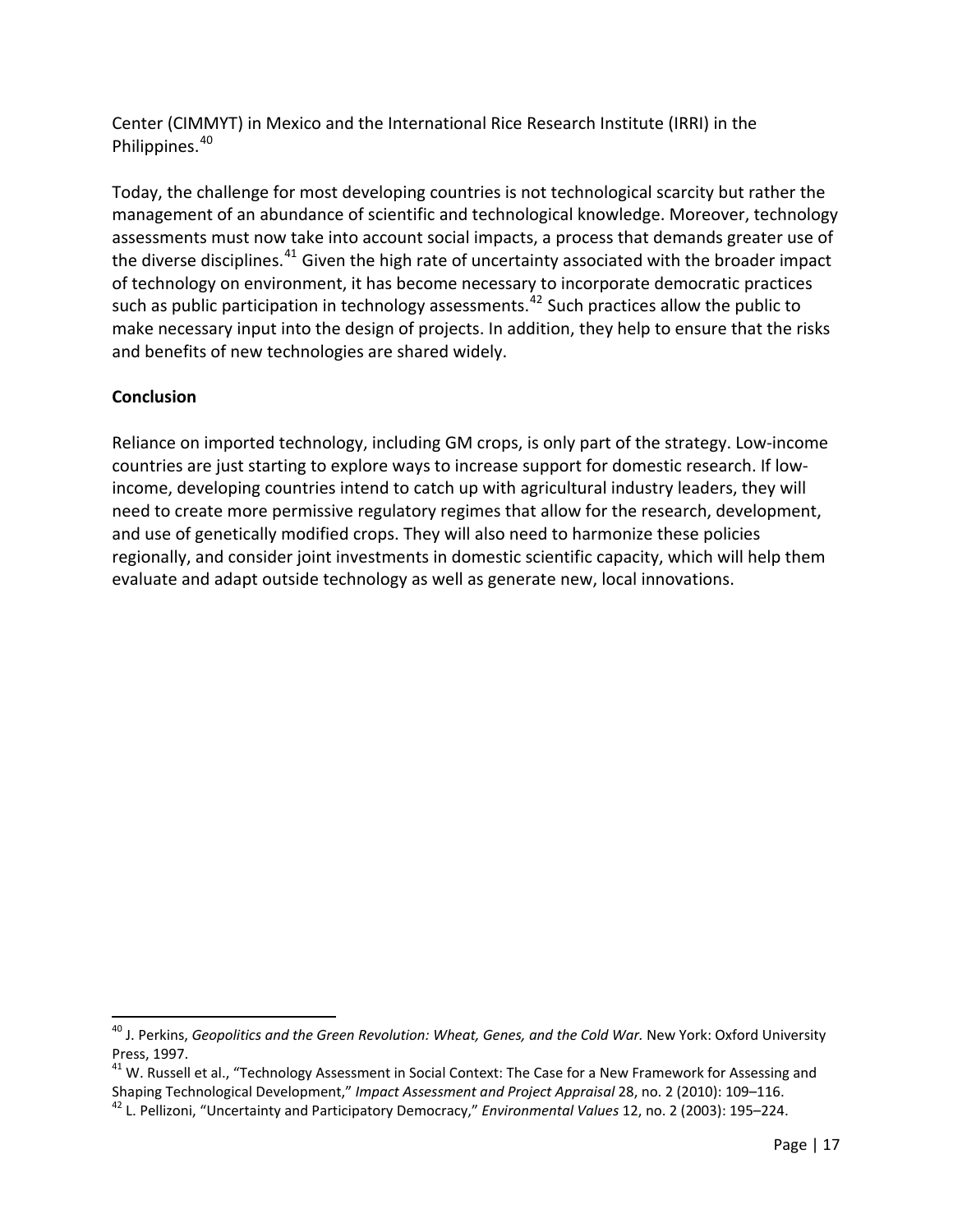Center (CIMMYT) in Mexico and the International Rice Research Institute (IRRI) in the Philippines.[40]

Today, the challenge for most developing countries is not technological scarcity but rather the management of an abundance of scientific and technological knowledge. Moreover, technology assessments must now take into account social impacts, a process that demands greater use of the diverse disciplines.[41] Given the high rate of uncertainty associated with the broader impact of technology on environment, it has become necessary to incorporate democratic practices such as public participation in technology assessments.[42] Such practices allow the public to make necessary input into the design of projects. In addition, they help to ensure that the risks and benefits of new technologies are shared widely.

**Conclusion**

Reliance on imported technology, including GM crops, is only part of the strategy. Low-income countries are just starting to explore ways to increase support for domestic research. If low-income, developing countries intend to catch up with agricultural industry leaders, they will need to create more permissive regulatory regimes that allow for the research, development, and use of genetically modified crops. They will also need to harmonize these policies regionally, and consider joint investments in domestic scientific capacity, which will help them evaluate and adapt outside technology as well as generate new, local innovations.

---

[40] J. Perkins, *Geopolitics and the Green Revolution: Wheat, Genes, and the Cold War.* New York: Oxford University Press, 1997.

[41] W. Russell et al., "Technology Assessment in Social Context: The Case for a New Framework for Assessing and Shaping Technological Development," *Impact Assessment and Project Appraisal* 28, no. 2 (2010): 109–116.

[42] L. Pellizoni, "Uncertainty and Participatory Democracy," *Environmental Values* 12, no. 2 (2003): 195–224.